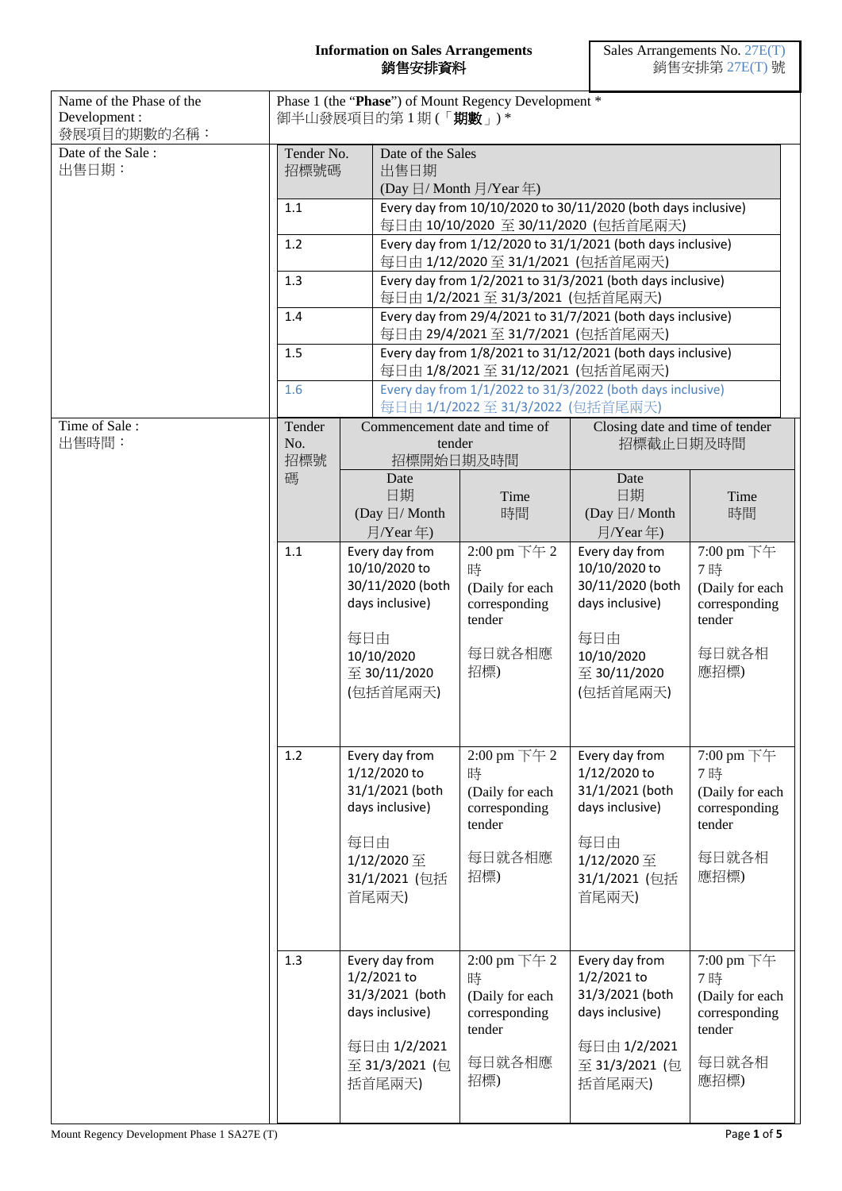**Information on Sales Arrangements**
**銷售安排資料**

Sales Arrangements No. 27E(T)
銷售安排第 27E(T) 號

| Name of the Phase of the Development : 發展項目的期數的名稱： | Phase 1 (the "**Phase**") of Mount Regency Development * 御半山發展項目的第 1 期 (「**期數**」) * |
|---|---|

**Date of the Sale : 出售日期：**

| Tender No. 招標號碼 | Date of the Sales 出售日期 (Day 日/ Month 月/Year 年) |
|---|---|
| 1.1 | Every day from 10/10/2020 to 30/11/2020 (both days inclusive) 每日由 10/10/2020 至 30/11/2020 (包括首尾兩天) |
| 1.2 | Every day from 1/12/2020 to 31/1/2021 (both days inclusive) 每日由 1/12/2020 至 31/1/2021 (包括首尾兩天) |
| 1.3 | Every day from 1/2/2021 to 31/3/2021 (both days inclusive) 每日由 1/2/2021 至 31/3/2021 (包括首尾兩天) |
| 1.4 | Every day from 29/4/2021 to 31/7/2021 (both days inclusive) 每日由 29/4/2021 至 31/7/2021 (包括首尾兩天) |
| 1.5 | Every day from 1/8/2021 to 31/12/2021 (both days inclusive) 每日由 1/8/2021 至 31/12/2021 (包括首尾兩天) |
| 1.6 | Every day from 1/1/2022 to 31/3/2022 (both days inclusive) 每日由 1/1/2022 至 31/3/2022 (包括首尾兩天) |

**Time of Sale : 出售時間：**

| Tender No. 招標號碼 | Commencement date and time of tender 招標開始日期及時間 | | Closing date and time of tender 招標截止日期及時間 | |
|---|---|---|---|---|
| | Date 日期 (Day 日/ Month 月/Year 年) | Time 時間 | Date 日期 (Day 日/ Month 月/Year 年) | Time 時間 |
| 1.1 | Every day from 10/10/2020 to 30/11/2020 (both days inclusive) 每日由 10/10/2020 至 30/11/2020 (包括首尾兩天) | 2:00 pm 下午 2 時 (Daily for each corresponding tender 每日就各相應招標) | Every day from 10/10/2020 to 30/11/2020 (both days inclusive) 每日由 10/10/2020 至 30/11/2020 (包括首尾兩天) | 7:00 pm 下午 7 時 (Daily for each corresponding tender 每日就各相應招標) |
| 1.2 | Every day from 1/12/2020 to 31/1/2021 (both days inclusive) 每日由 1/12/2020 至 31/1/2021 (包括首尾兩天) | 2:00 pm 下午 2 時 (Daily for each corresponding tender 每日就各相應招標) | Every day from 1/12/2020 to 31/1/2021 (both days inclusive) 每日由 1/12/2020 至 31/1/2021 (包括首尾兩天) | 7:00 pm 下午 7 時 (Daily for each corresponding tender 每日就各相應招標) |
| 1.3 | Every day from 1/2/2021 to 31/3/2021 (both days inclusive) 每日由 1/2/2021 至 31/3/2021 (包括首尾兩天) | 2:00 pm 下午 2 時 (Daily for each corresponding tender 每日就各相應招標) | Every day from 1/2/2021 to 31/3/2021 (both days inclusive) 每日由 1/2/2021 至 31/3/2021 (包括首尾兩天) | 7:00 pm 下午 7 時 (Daily for each corresponding tender 每日就各相應招標) |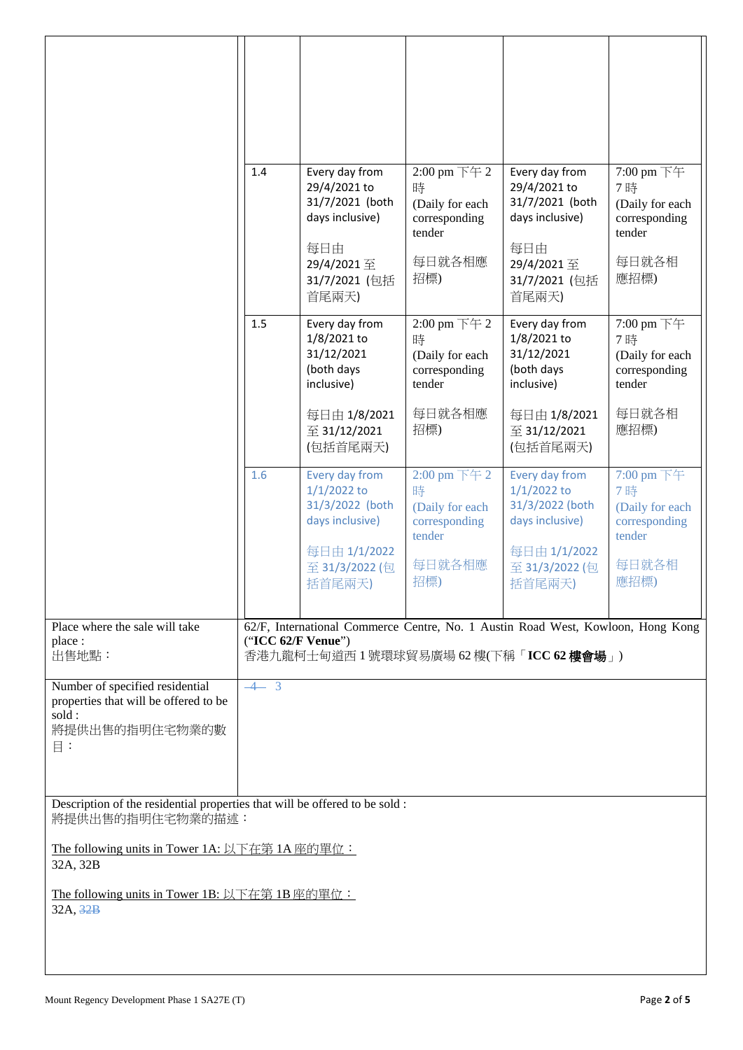| | | | | | |
|---|---|---|---|---|---|
| | 1.4 | Every day from 29/4/2021 to 31/7/2021 (both days inclusive)<br><br>每日由 29/4/2021 至 31/7/2021 (包括首尾兩天) | 2:00 pm 下午 2 時<br>(Daily for each corresponding tender<br><br>每日就各相應招標) | Every day from 29/4/2021 to 31/7/2021 (both days inclusive)<br><br>每日由 29/4/2021 至 31/7/2021 (包括首尾兩天) | 7:00 pm 下午 7 時<br>(Daily for each corresponding tender<br><br>每日就各相應招標) |
| | 1.5 | Every day from 1/8/2021 to 31/12/2021 (both days inclusive)<br><br>每日由 1/8/2021 至 31/12/2021 (包括首尾兩天) | 2:00 pm 下午 2 時<br>(Daily for each corresponding tender<br><br>每日就各相應招標) | Every day from 1/8/2021 to 31/12/2021 (both days inclusive)<br><br>每日由 1/8/2021 至 31/12/2021 (包括首尾兩天) | 7:00 pm 下午 7 時<br>(Daily for each corresponding tender<br><br>每日就各相應招標) |
| | 1.6 | Every day from 1/1/2022 to 31/3/2022 (both days inclusive)<br><br>每日由 1/1/2022 至 31/3/2022 (包括首尾兩天) | 2:00 pm 下午 2 時<br>(Daily for each corresponding tender<br><br>每日就各相應招標) | Every day from 1/1/2022 to 31/3/2022 (both days inclusive)<br><br>每日由 1/1/2022 至 31/3/2022 (包括首尾兩天) | 7:00 pm 下午 7 時<br>(Daily for each corresponding tender<br><br>每日就各相應招標) |
| Place where the sale will take place :<br>出售地點： | 62/F, International Commerce Centre, No. 1 Austin Road West, Kowloon, Hong Kong ("**ICC 62/F Venue**")<br>香港九龍柯士甸道西 1 號環球貿易廣場 62 樓(下稱「**ICC 62 樓會場**」) | | | | |
| Number of specified residential properties that will be offered to be sold :<br>將提供出售的指明住宅物業的數目： | ~~4~~ 3 | | | | |

Description of the residential properties that will be offered to be sold :
將提供出售的指明住宅物業的描述：

<u>The following units in Tower 1A: 以下在第 1A 座的單位：</u>
32A, 32B

<u>The following units in Tower 1B: 以下在第 1B 座的單位：</u>
32A, ~~32B~~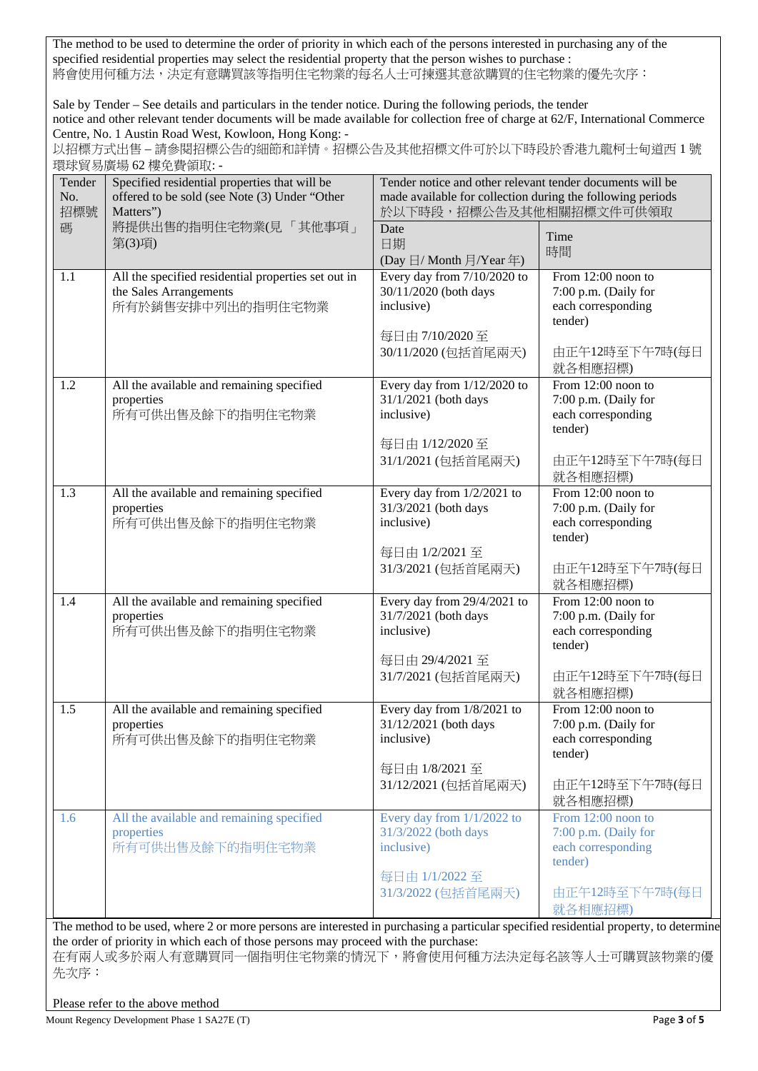The method to be used to determine the order of priority in which each of the persons interested in purchasing any of the specified residential properties may select the residential property that the person wishes to purchase :
將會使用何種方法，決定有意購買該等指明住宅物業的每名人士可揀選其意欲購買的住宅物業的優先次序：

Sale by Tender – See details and particulars in the tender notice. During the following periods, the tender notice and other relevant tender documents will be made available for collection free of charge at 62/F, International Commerce Centre, No. 1 Austin Road West, Kowloon, Hong Kong: -
以招標方式出售 – 請參閱招標公告的細節和詳情。招標公告及其他相關招標文件可於以下時段於香港九龍柯士甸道西 1 號環球貿易廣場 62 樓免費領取: -

| Tender No. 招標號碼 | Specified residential properties that will be offered to be sold (see Note (3) Under "Other Matters") 將提供出售的指明住宅物業(見「其他事項」第(3)項) | Tender notice and other relevant tender documents will be made available for collection during the following periods 於以下時段，招標公告及其他相關招標文件可供領取 | |
|---|---|---|---|
| | | Date 日期 (Day 日/ Month 月/Year 年) | Time 時間 |
| 1.1 | All the specified residential properties set out in the Sales Arrangements 所有於銷售安排中列出的指明住宅物業 | Every day from 7/10/2020 to 30/11/2020 (both days inclusive) 每日由 7/10/2020 至 30/11/2020 (包括首尾兩天) | From 12:00 noon to 7:00 p.m. (Daily for each corresponding tender) 由正午12時至下午7時(每日就各相應招標) |
| 1.2 | All the available and remaining specified properties 所有可供出售及餘下的指明住宅物業 | Every day from 1/12/2020 to 31/1/2021 (both days inclusive) 每日由 1/12/2020 至 31/1/2021 (包括首尾兩天) | From 12:00 noon to 7:00 p.m. (Daily for each corresponding tender) 由正午12時至下午7時(每日就各相應招標) |
| 1.3 | All the available and remaining specified properties 所有可供出售及餘下的指明住宅物業 | Every day from 1/2/2021 to 31/3/2021 (both days inclusive) 每日由 1/2/2021 至 31/3/2021 (包括首尾兩天) | From 12:00 noon to 7:00 p.m. (Daily for each corresponding tender) 由正午12時至下午7時(每日就各相應招標) |
| 1.4 | All the available and remaining specified properties 所有可供出售及餘下的指明住宅物業 | Every day from 29/4/2021 to 31/7/2021 (both days inclusive) 每日由 29/4/2021 至 31/7/2021 (包括首尾兩天) | From 12:00 noon to 7:00 p.m. (Daily for each corresponding tender) 由正午12時至下午7時(每日就各相應招標) |
| 1.5 | All the available and remaining specified properties 所有可供出售及餘下的指明住宅物業 | Every day from 1/8/2021 to 31/12/2021 (both days inclusive) 每日由 1/8/2021 至 31/12/2021 (包括首尾兩天) | From 12:00 noon to 7:00 p.m. (Daily for each corresponding tender) 由正午12時至下午7時(每日就各相應招標) |
| 1.6 | All the available and remaining specified properties 所有可供出售及餘下的指明住宅物業 | Every day from 1/1/2022 to 31/3/2022 (both days inclusive) 每日由 1/1/2022 至 31/3/2022 (包括首尾兩天) | From 12:00 noon to 7:00 p.m. (Daily for each corresponding tender) 由正午12時至下午7時(每日就各相應招標) |

The method to be used, where 2 or more persons are interested in purchasing a particular specified residential property, to determine the order of priority in which each of those persons may proceed with the purchase:
在有兩人或多於兩人有意購買同一個指明住宅物業的情況下，將會使用何種方法決定每名該等人士可購買該物業的優先次序：

Please refer to the above method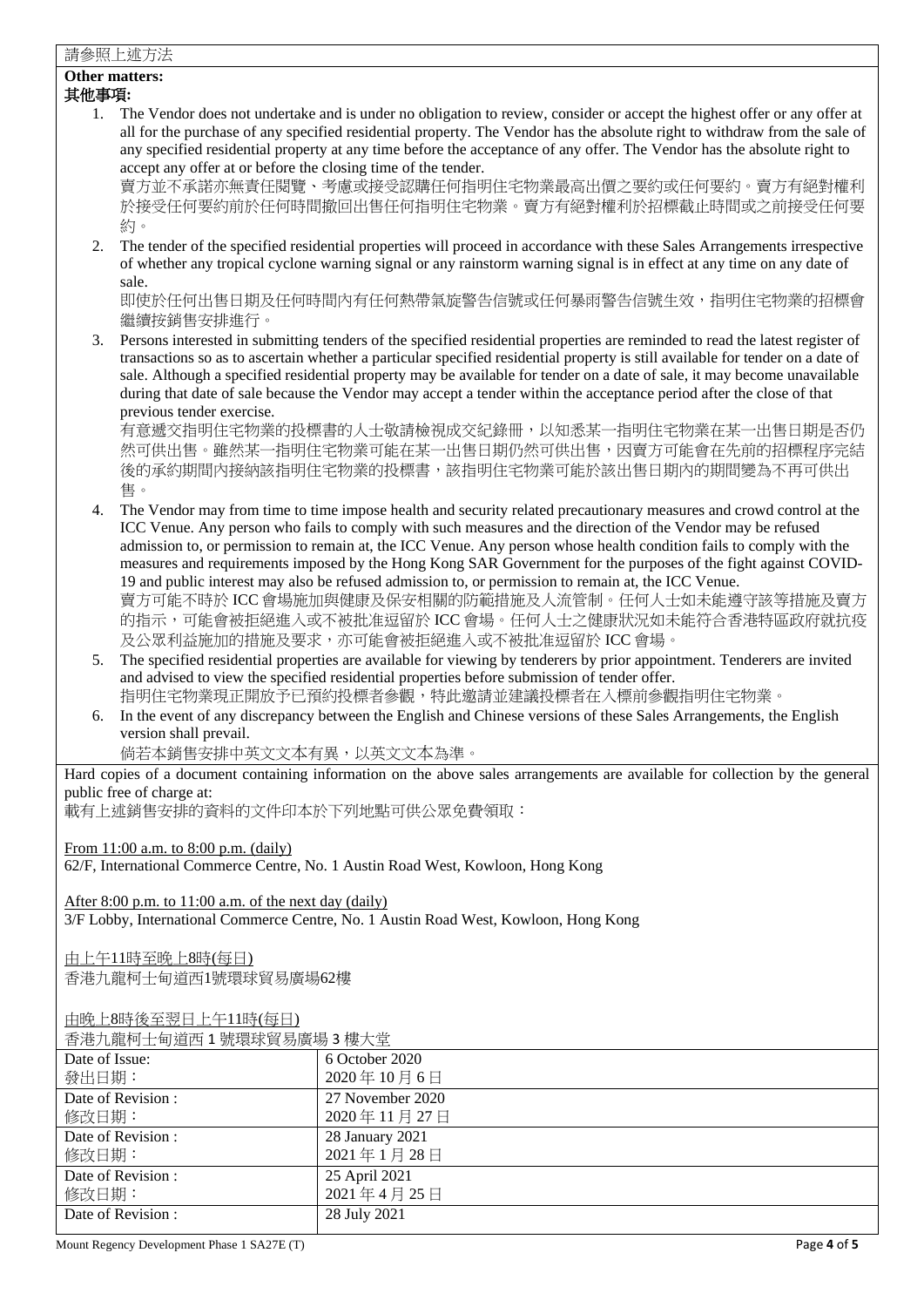請參照上述方法

**Other matters:**
**其他事項:**

1. The Vendor does not undertake and is under no obligation to review, consider or accept the highest offer or any offer at all for the purchase of any specified residential property. The Vendor has the absolute right to withdraw from the sale of any specified residential property at any time before the acceptance of any offer. The Vendor has the absolute right to accept any offer at or before the closing time of the tender.
   賣方並不承諾亦無責任閱覽、考慮或接受認購任何指明住宅物業最高出價之要約或任何要約。賣方有絕對權利於接受任何要約前於任何時間撤回出售任何指明住宅物業。賣方有絕對權利於招標截止時間或之前接受任何要約。
2. The tender of the specified residential properties will proceed in accordance with these Sales Arrangements irrespective of whether any tropical cyclone warning signal or any rainstorm warning signal is in effect at any time on any date of sale.
   即使於任何出售日期及任何時間內有任何熱帶氣旋警告信號或任何暴雨警告信號生效，指明住宅物業的招標會繼續按銷售安排進行。
3. Persons interested in submitting tenders of the specified residential properties are reminded to read the latest register of transactions so as to ascertain whether a particular specified residential property is still available for tender on a date of sale. Although a specified residential property may be available for tender on a date of sale, it may become unavailable during that date of sale because the Vendor may accept a tender within the acceptance period after the close of that previous tender exercise.
   有意遞交指明住宅物業的投標書的人士敬請檢視成交紀錄冊，以知悉某一指明住宅物業在某一出售日期是否仍然可供出售。雖然某一指明住宅物業可能在某一出售日期仍然可供出售，因賣方可能會在先前的招標程序完結後的承約期間內接納該指明住宅物業的投標書，該指明住宅物業可能於該出售日期內的期間變為不再可供出售。
4. The Vendor may from time to time impose health and security related precautionary measures and crowd control at the ICC Venue. Any person who fails to comply with such measures and the direction of the Vendor may be refused admission to, or permission to remain at, the ICC Venue. Any person whose health condition fails to comply with the measures and requirements imposed by the Hong Kong SAR Government for the purposes of the fight against COVID-19 and public interest may also be refused admission to, or permission to remain at, the ICC Venue.
   賣方可能不時於 ICC 會場施加與健康及保安相關的防範措施及人流管制。任何人士如未能遵守該等措施及賣方的指示，可能會被拒絕進入或不被批准逗留於 ICC 會場。任何人士之健康狀況如未能符合香港特區政府就抗疫及公眾利益施加的措施及要求，亦可能會被拒絕進入或不被批准逗留於 ICC 會場。
5. The specified residential properties are available for viewing by tenderers by prior appointment. Tenderers are invited and advised to view the specified residential properties before submission of tender offer.
   指明住宅物業現正開放予已預約投標者參觀，特此邀請並建議投標者在入標前參觀指明住宅物業。
6. In the event of any discrepancy between the English and Chinese versions of these Sales Arrangements, the English version shall prevail.
   倘若本銷售安排中英文文本有異，以英文文本為準。

Hard copies of a document containing information on the above sales arrangements are available for collection by the general public free of charge at:
載有上述銷售安排的資料的文件印本於下列地點可供公眾免費領取：

From 11:00 a.m. to 8:00 p.m. (daily)
62/F, International Commerce Centre, No. 1 Austin Road West, Kowloon, Hong Kong

After 8:00 p.m. to 11:00 a.m. of the next day (daily)
3/F Lobby, International Commerce Centre, No. 1 Austin Road West, Kowloon, Hong Kong

由上午11時至晚上8時(每日)
香港九龍柯士甸道西1號環球貿易廣場62樓

由晚上8時後至翌日上午11時(每日)
香港九龍柯士甸道西 1 號環球貿易廣場 3 樓大堂

| | |
|---|---|
| Date of Issue:<br>發出日期： | 6 October 2020<br>2020 年 10 月 6 日 |
| Date of Revision :<br>修改日期： | 27 November 2020<br>2020 年 11 月 27 日 |
| Date of Revision :<br>修改日期： | 28 January 2021<br>2021 年 1 月 28 日 |
| Date of Revision :<br>修改日期： | 25 April 2021<br>2021 年 4 月 25 日 |
| Date of Revision : | 28 July 2021 |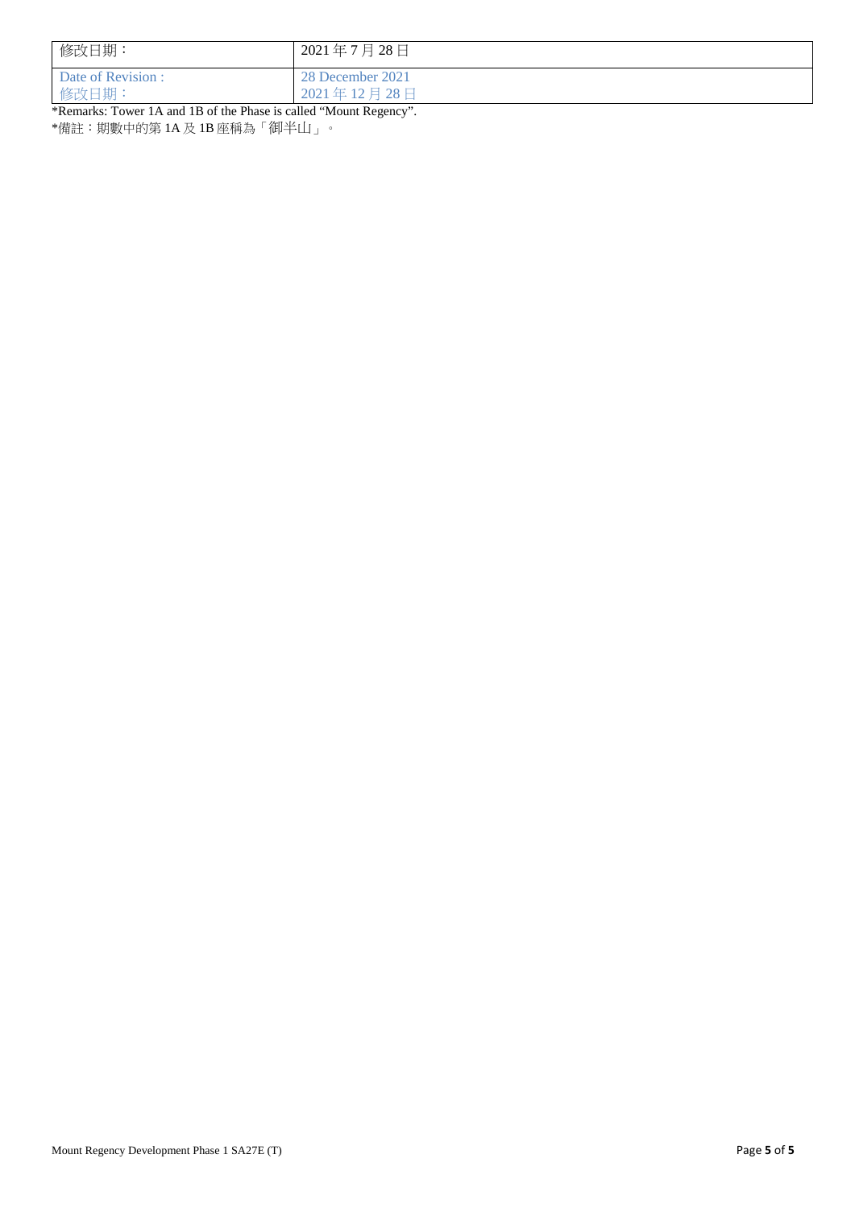| | |
|---|---|
| 修改日期： | 2021 年 7 月 28 日 |
| Date of Revision :<br>修改日期： | 28 December 2021<br>2021 年 12 月 28 日 |

*Remarks: Tower 1A and 1B of the Phase is called "Mount Regency".

*備註：期數中的第 1A 及 1B 座稱為「御半山」。